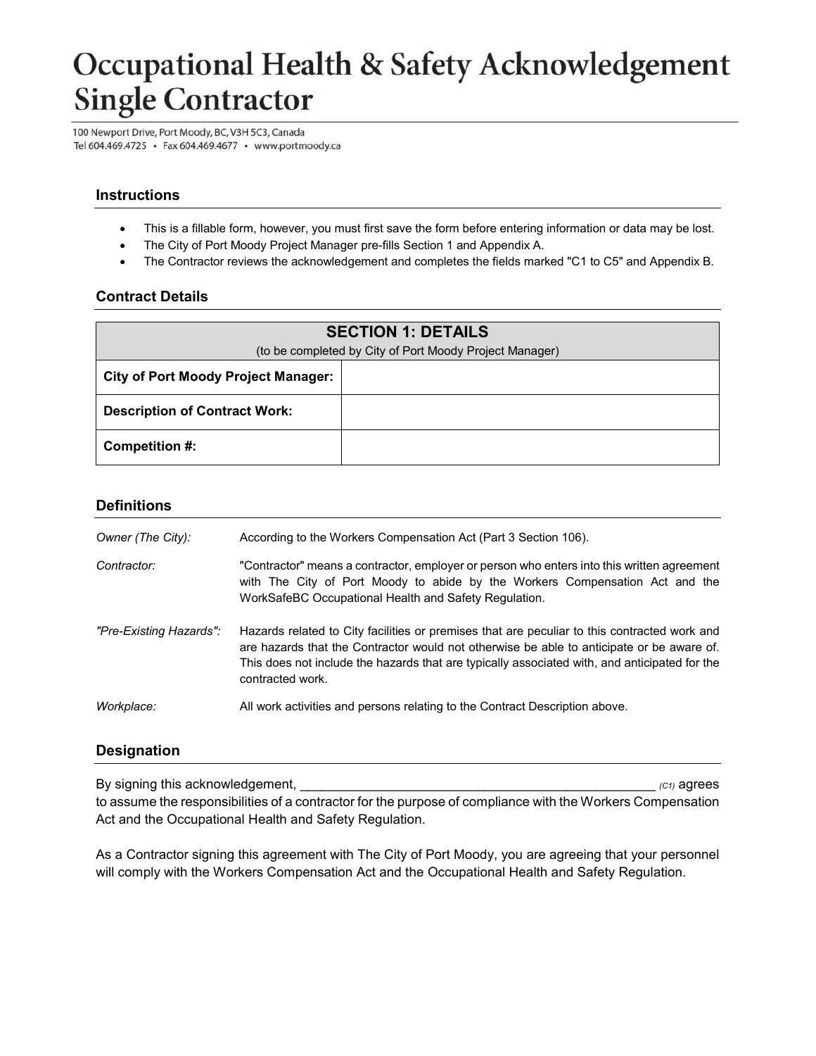# Occupational Health & Safety Acknowledgement Single Contractor

100 Newport Drive, Port Moody, BC, V3H 5C3, Canada
Tel 604.469.4725 • Fax 604.469.4677 • www.portmoody.ca

## Instructions

- This is a fillable form, however, you must first save the form before entering information or data may be lost.
- The City of Port Moody Project Manager pre-fills Section 1 and Appendix A.
- The Contractor reviews the acknowledgement and completes the fields marked "C1 to C5" and Appendix B.

## Contract Details

| **SECTION 1: DETAILS**<br>(to be completed by City of Port Moody Project Manager) | |
|---|---|
| **City of Port Moody Project Manager:** | |
| **Description of Contract Work:** | |
| **Competition #:** | |

## Definitions

*Owner (The City):* According to the Workers Compensation Act (Part 3 Section 106).

*Contractor:* "Contractor" means a contractor, employer or person who enters into this written agreement with The City of Port Moody to abide by the Workers Compensation Act and the WorkSafeBC Occupational Health and Safety Regulation.

*"Pre-Existing Hazards":* Hazards related to City facilities or premises that are peculiar to this contracted work and are hazards that the Contractor would not otherwise be able to anticipate or be aware of. This does not include the hazards that are typically associated with, and anticipated for the contracted work.

*Workplace:* All work activities and persons relating to the Contract Description above.

## Designation

By signing this acknowledgement, _________________________________________________ *(C1)* agrees to assume the responsibilities of a contractor for the purpose of compliance with the Workers Compensation Act and the Occupational Health and Safety Regulation.

As a Contractor signing this agreement with The City of Port Moody, you are agreeing that your personnel will comply with the Workers Compensation Act and the Occupational Health and Safety Regulation.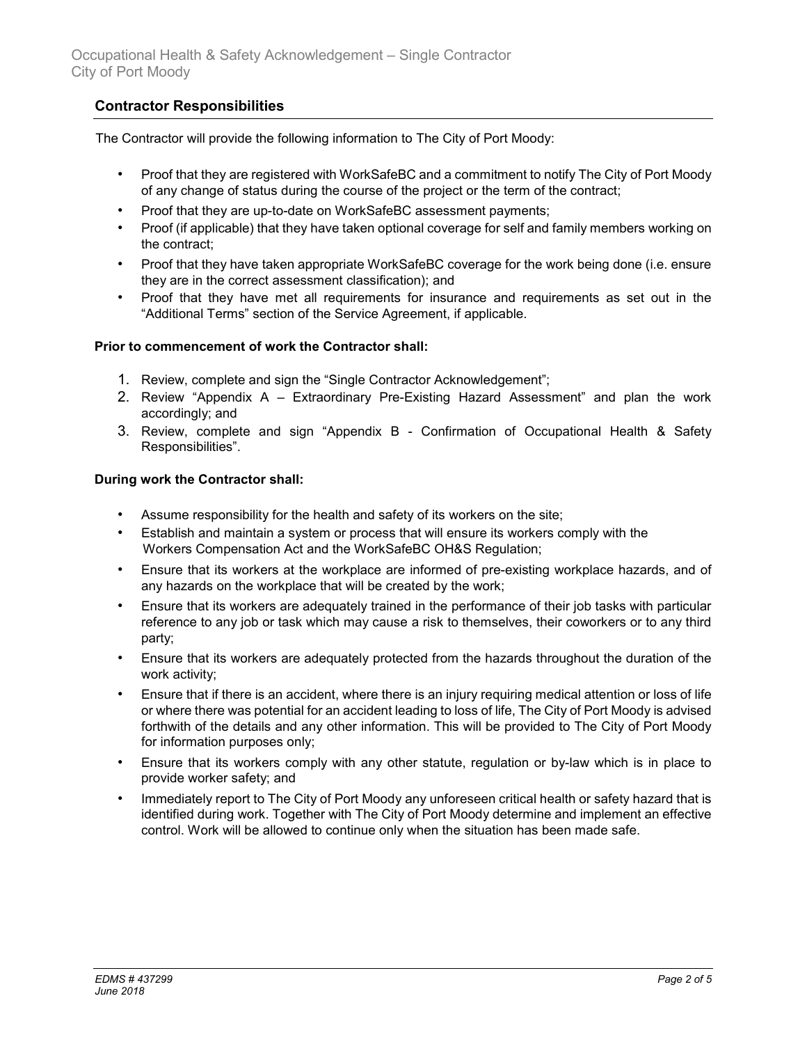## Contractor Responsibilities

The Contractor will provide the following information to The City of Port Moody:

- Proof that they are registered with WorkSafeBC and a commitment to notify The City of Port Moody of any change of status during the course of the project or the term of the contract;
- Proof that they are up-to-date on WorkSafeBC assessment payments;
- Proof (if applicable) that they have taken optional coverage for self and family members working on the contract;
- Proof that they have taken appropriate WorkSafeBC coverage for the work being done (i.e. ensure they are in the correct assessment classification); and
- Proof that they have met all requirements for insurance and requirements as set out in the "Additional Terms" section of the Service Agreement, if applicable.

**Prior to commencement of work the Contractor shall:**

1. Review, complete and sign the "Single Contractor Acknowledgement";
2. Review "Appendix A – Extraordinary Pre-Existing Hazard Assessment" and plan the work accordingly; and
3. Review, complete and sign "Appendix B - Confirmation of Occupational Health & Safety Responsibilities".

**During work the Contractor shall:**

- Assume responsibility for the health and safety of its workers on the site;
- Establish and maintain a system or process that will ensure its workers comply with the Workers Compensation Act and the WorkSafeBC OH&S Regulation;
- Ensure that its workers at the workplace are informed of pre-existing workplace hazards, and of any hazards on the workplace that will be created by the work;
- Ensure that its workers are adequately trained in the performance of their job tasks with particular reference to any job or task which may cause a risk to themselves, their coworkers or to any third party;
- Ensure that its workers are adequately protected from the hazards throughout the duration of the work activity;
- Ensure that if there is an accident, where there is an injury requiring medical attention or loss of life or where there was potential for an accident leading to loss of life, The City of Port Moody is advised forthwith of the details and any other information. This will be provided to The City of Port Moody for information purposes only;
- Ensure that its workers comply with any other statute, regulation or by-law which is in place to provide worker safety; and
- Immediately report to The City of Port Moody any unforeseen critical health or safety hazard that is identified during work. Together with The City of Port Moody determine and implement an effective control. Work will be allowed to continue only when the situation has been made safe.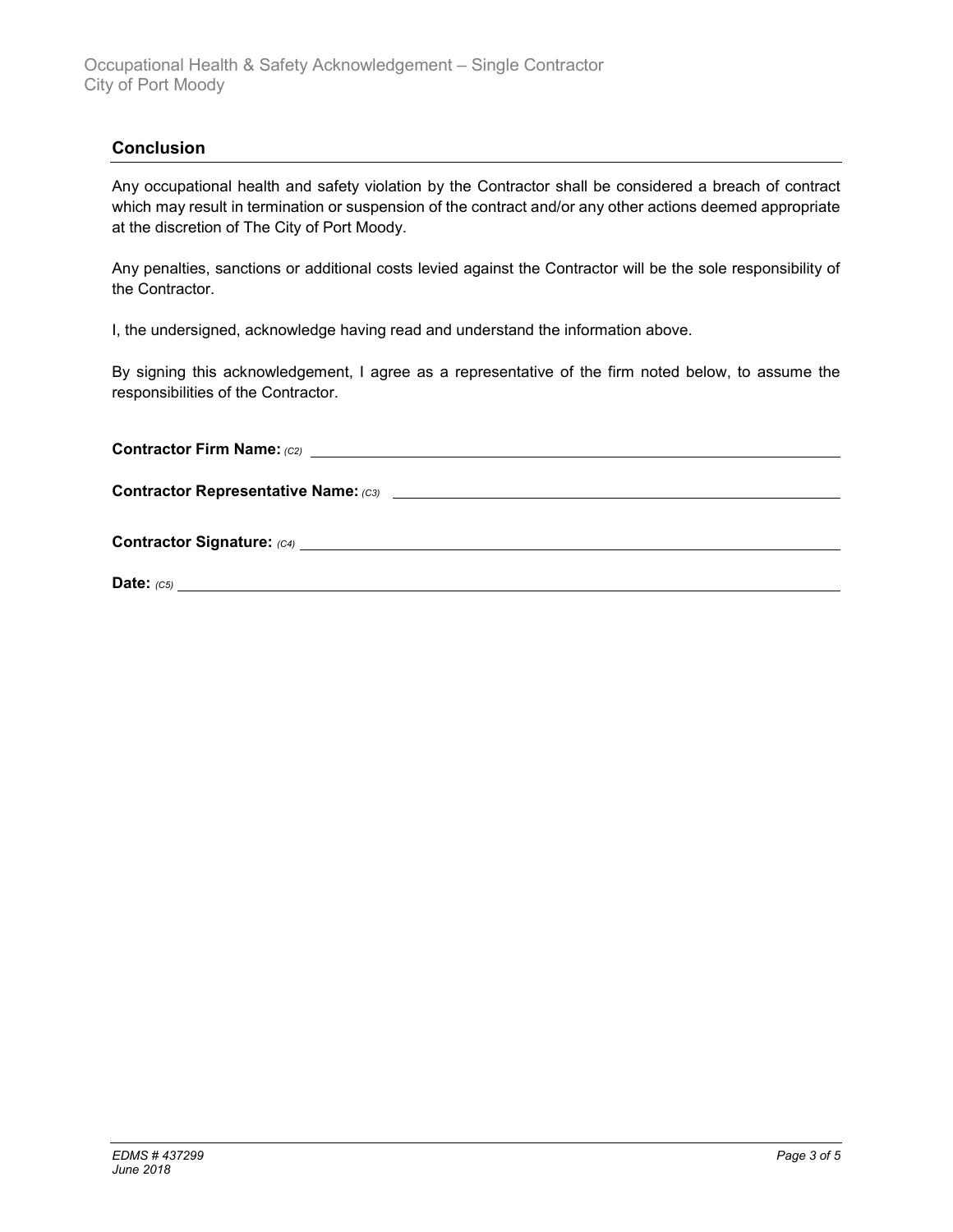## Conclusion

Any occupational health and safety violation by the Contractor shall be considered a breach of contract which may result in termination or suspension of the contract and/or any other actions deemed appropriate at the discretion of The City of Port Moody.

Any penalties, sanctions or additional costs levied against the Contractor will be the sole responsibility of the Contractor.

I, the undersigned, acknowledge having read and understand the information above.

By signing this acknowledgement, I agree as a representative of the firm noted below, to assume the responsibilities of the Contractor.

**Contractor Firm Name:** *(C2)* ______________________________________________

**Contractor Representative Name:** *(C3)* ______________________________________

**Contractor Signature:** *(C4)* ______________________________________________

**Date:** *(C5)* ______________________________________________________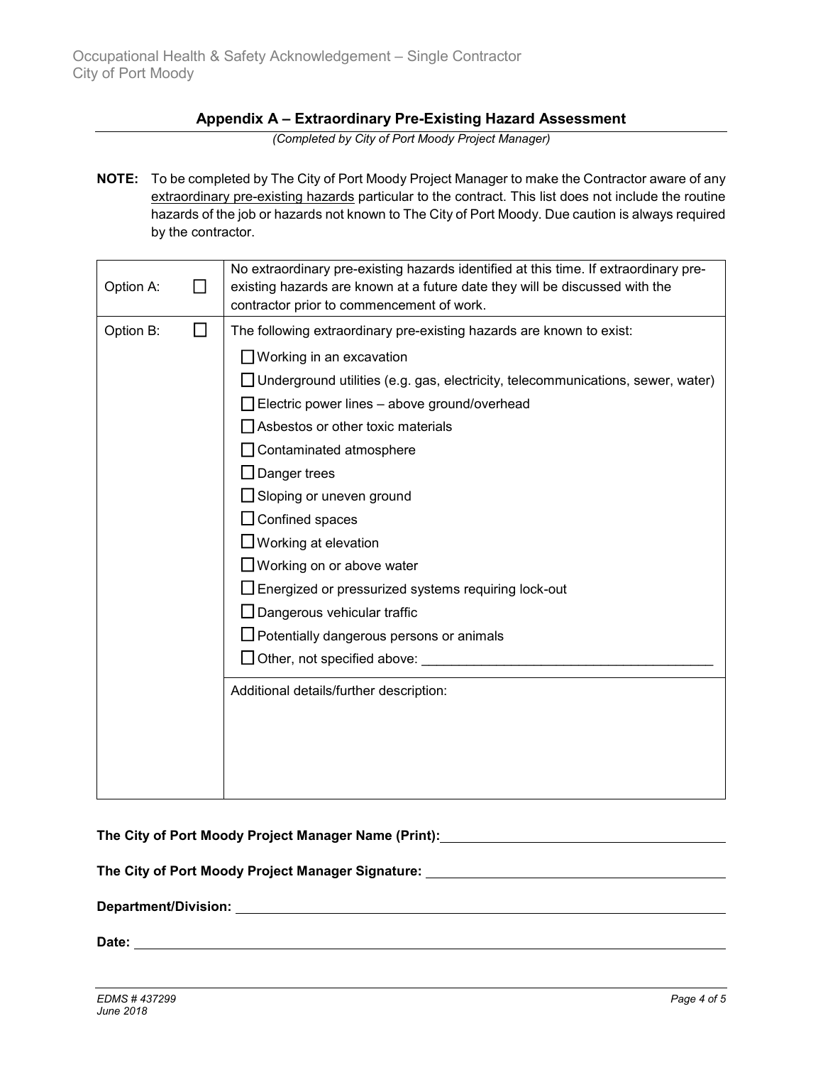## Appendix A – Extraordinary Pre-Existing Hazard Assessment

*(Completed by City of Port Moody Project Manager)*

**NOTE:** To be completed by The City of Port Moody Project Manager to make the Contractor aware of any extraordinary pre-existing hazards particular to the contract. This list does not include the routine hazards of the job or hazards not known to The City of Port Moody. Due caution is always required by the contractor.

| | | |
|---|---|---|
| Option A: | ☐ | No extraordinary pre-existing hazards identified at this time. If extraordinary pre-existing hazards are known at a future date they will be discussed with the contractor prior to commencement of work. |
| Option B: | ☐ | The following extraordinary pre-existing hazards are known to exist:<br>☐ Working in an excavation<br>☐ Underground utilities (e.g. gas, electricity, telecommunications, sewer, water)<br>☐ Electric power lines – above ground/overhead<br>☐ Asbestos or other toxic materials<br>☐ Contaminated atmosphere<br>☐ Danger trees<br>☐ Sloping or uneven ground<br>☐ Confined spaces<br>☐ Working at elevation<br>☐ Working on or above water<br>☐ Energized or pressurized systems requiring lock-out<br>☐ Dangerous vehicular traffic<br>☐ Potentially dangerous persons or animals<br>☐ Other, not specified above: ______________________ |
| | | Additional details/further description: |

**The City of Port Moody Project Manager Name (Print):** ______________________

**The City of Port Moody Project Manager Signature:** ______________________

**Department/Division:** ______________________

**Date:** ______________________

*EDMS # 437299*
*June 2018*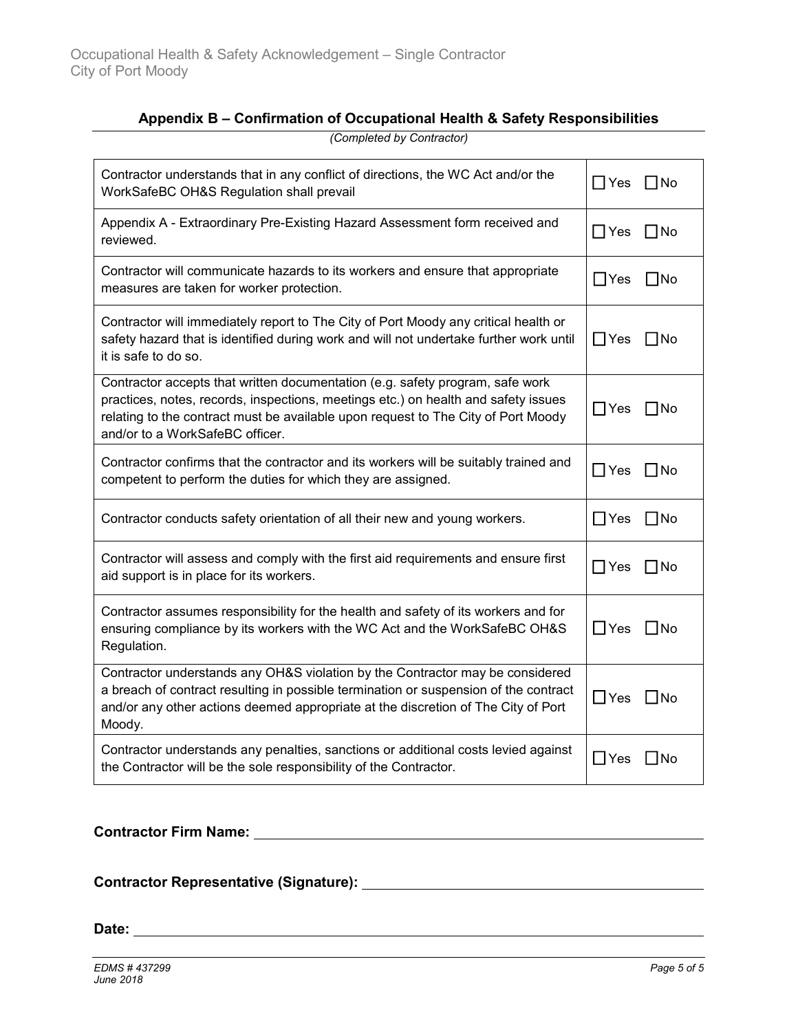## Appendix B – Confirmation of Occupational Health & Safety Responsibilities

*(Completed by Contractor)*

| | |
|---|---|
| Contractor understands that in any conflict of directions, the WC Act and/or the WorkSafeBC OH&S Regulation shall prevail | ☐ Yes ☐ No |
| Appendix A - Extraordinary Pre-Existing Hazard Assessment form received and reviewed. | ☐ Yes ☐ No |
| Contractor will communicate hazards to its workers and ensure that appropriate measures are taken for worker protection. | ☐ Yes ☐ No |
| Contractor will immediately report to The City of Port Moody any critical health or safety hazard that is identified during work and will not undertake further work until it is safe to do so. | ☐ Yes ☐ No |
| Contractor accepts that written documentation (e.g. safety program, safe work practices, notes, records, inspections, meetings etc.) on health and safety issues relating to the contract must be available upon request to The City of Port Moody and/or to a WorkSafeBC officer. | ☐ Yes ☐ No |
| Contractor confirms that the contractor and its workers will be suitably trained and competent to perform the duties for which they are assigned. | ☐ Yes ☐ No |
| Contractor conducts safety orientation of all their new and young workers. | ☐ Yes ☐ No |
| Contractor will assess and comply with the first aid requirements and ensure first aid support is in place for its workers. | ☐ Yes ☐ No |
| Contractor assumes responsibility for the health and safety of its workers and for ensuring compliance by its workers with the WC Act and the WorkSafeBC OH&S Regulation. | ☐ Yes ☐ No |
| Contractor understands any OH&S violation by the Contractor may be considered a breach of contract resulting in possible termination or suspension of the contract and/or any other actions deemed appropriate at the discretion of The City of Port Moody. | ☐ Yes ☐ No |
| Contractor understands any penalties, sanctions or additional costs levied against the Contractor will be the sole responsibility of the Contractor. | ☐ Yes ☐ No |

**Contractor Firm Name:** ______________________________

**Contractor Representative (Signature):** ______________________________

**Date:** ______________________________

*EDMS # 437299*
*June 2018*